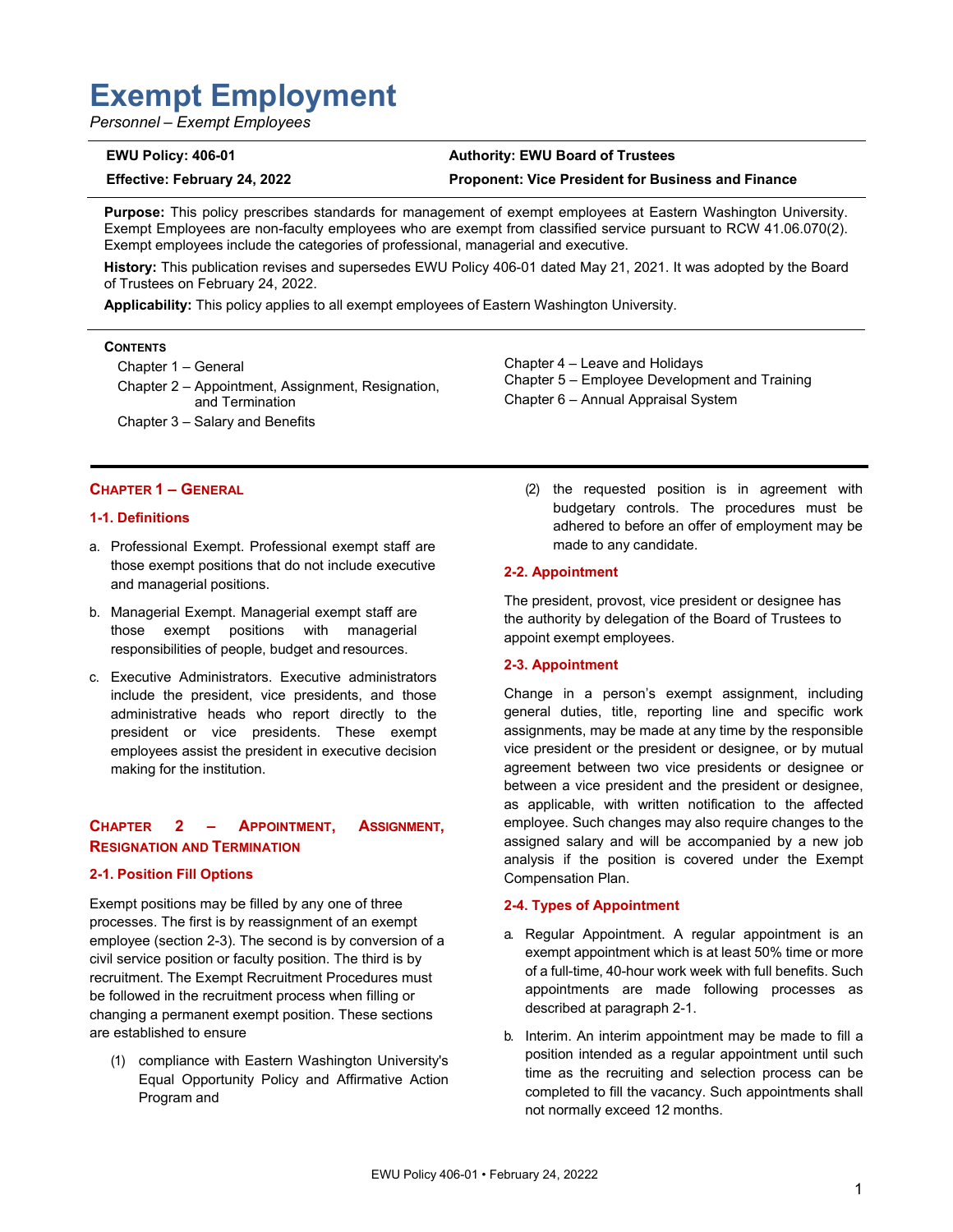# Exempt Employment

*Personnel – Exempt Employees*

| EWU Policy: 406-01 | Authority: EWU Board of Trustees |
|---|---|
| Effective: February 24, 2022 | Proponent: Vice President for Business and Finance |

**Purpose:** This policy prescribes standards for management of exempt employees at Eastern Washington University. Exempt Employees are non-faculty employees who are exempt from classified service pursuant to RCW 41.06.070(2). Exempt employees include the categories of professional, managerial and executive.

**History:** This publication revises and supersedes EWU Policy 406-01 dated May 21, 2021. It was adopted by the Board of Trustees on February 24, 2022.

**Applicability:** This policy applies to all exempt employees of Eastern Washington University.

**CONTENTS**

- Chapter 1 – General
- Chapter 2 – Appointment, Assignment, Resignation, and Termination
- Chapter 3 – Salary and Benefits
- Chapter 4 – Leave and Holidays
- Chapter 5 – Employee Development and Training
- Chapter 6 – Annual Appraisal System

## CHAPTER 1 – GENERAL

### 1-1. Definitions

a. Professional Exempt. Professional exempt staff are those exempt positions that do not include executive and managerial positions.

b. Managerial Exempt. Managerial exempt staff are those exempt positions with managerial responsibilities of people, budget and resources.

c. Executive Administrators. Executive administrators include the president, vice presidents, and those administrative heads who report directly to the president or vice presidents. These exempt employees assist the president in executive decision making for the institution.

## CHAPTER 2 – APPOINTMENT, ASSIGNMENT, RESIGNATION AND TERMINATION

### 2-1. Position Fill Options

Exempt positions may be filled by any one of three processes. The first is by reassignment of an exempt employee (section 2-3). The second is by conversion of a civil service position or faculty position. The third is by recruitment. The Exempt Recruitment Procedures must be followed in the recruitment process when filling or changing a permanent exempt position. These sections are established to ensure

(1) compliance with Eastern Washington University's Equal Opportunity Policy and Affirmative Action Program and

(2) the requested position is in agreement with budgetary controls. The procedures must be adhered to before an offer of employment may be made to any candidate.

### 2-2. Appointment

The president, provost, vice president or designee has the authority by delegation of the Board of Trustees to appoint exempt employees.

### 2-3. Appointment

Change in a person's exempt assignment, including general duties, title, reporting line and specific work assignments, may be made at any time by the responsible vice president or the president or designee, or by mutual agreement between two vice presidents or designee or between a vice president and the president or designee, as applicable, with written notification to the affected employee. Such changes may also require changes to the assigned salary and will be accompanied by a new job analysis if the position is covered under the Exempt Compensation Plan.

### 2-4. Types of Appointment

a. Regular Appointment. A regular appointment is an exempt appointment which is at least 50% time or more of a full-time, 40-hour work week with full benefits. Such appointments are made following processes as described at paragraph 2-1.

b. Interim. An interim appointment may be made to fill a position intended as a regular appointment until such time as the recruiting and selection process can be completed to fill the vacancy. Such appointments shall not normally exceed 12 months.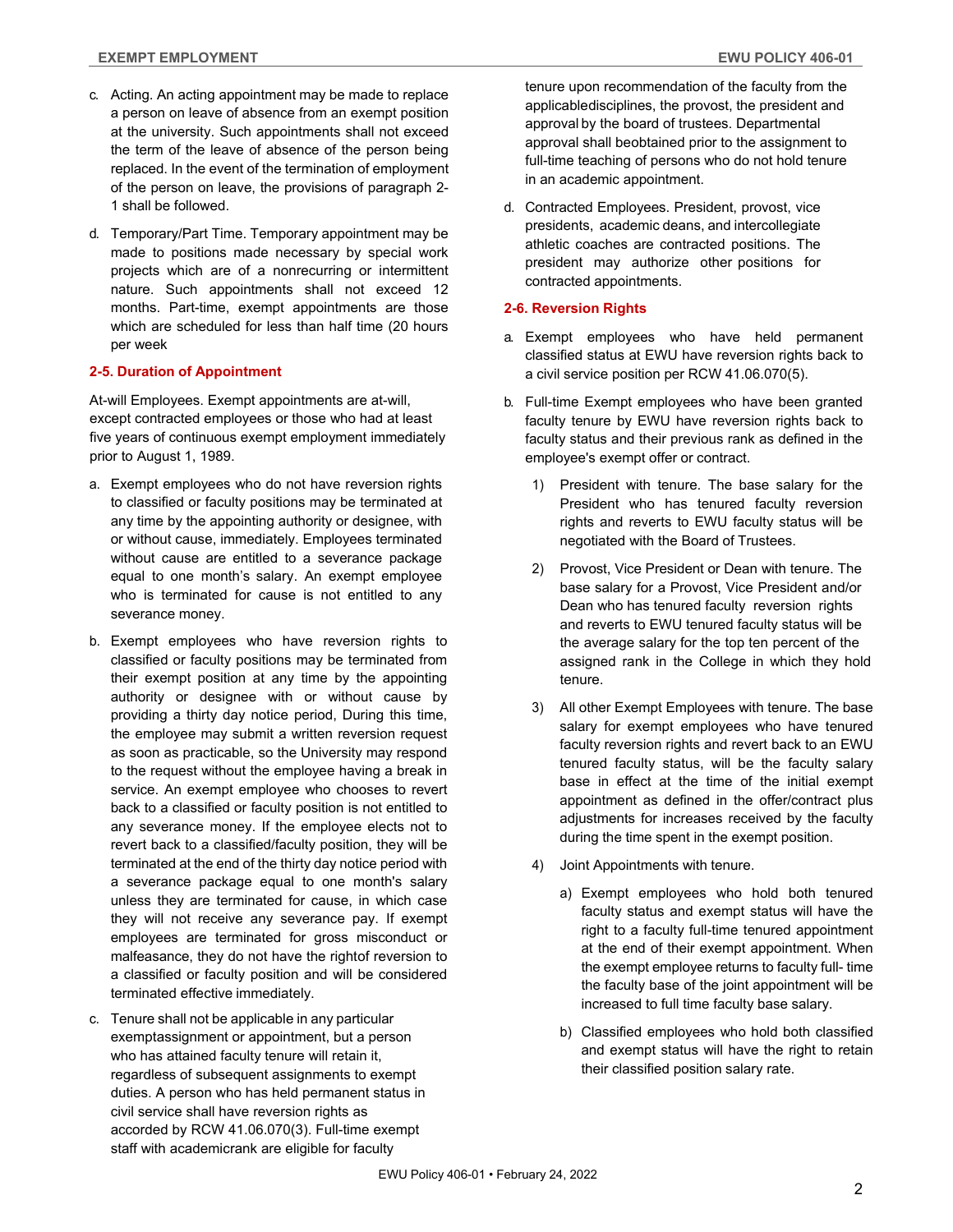c. Acting. An acting appointment may be made to replace a person on leave of absence from an exempt position at the university. Such appointments shall not exceed the term of the leave of absence of the person being replaced. In the event of the termination of employment of the person on leave, the provisions of paragraph 2-1 shall be followed.

d. Temporary/Part Time. Temporary appointment may be made to positions made necessary by special work projects which are of a nonrecurring or intermittent nature. Such appointments shall not exceed 12 months. Part-time, exempt appointments are those which are scheduled for less than half time (20 hours per week

### 2-5. Duration of Appointment

At-will Employees. Exempt appointments are at-will, except contracted employees or those who had at least five years of continuous exempt employment immediately prior to August 1, 1989.

a. Exempt employees who do not have reversion rights to classified or faculty positions may be terminated at any time by the appointing authority or designee, with or without cause, immediately. Employees terminated without cause are entitled to a severance package equal to one month's salary. An exempt employee who is terminated for cause is not entitled to any severance money.

b. Exempt employees who have reversion rights to classified or faculty positions may be terminated from their exempt position at any time by the appointing authority or designee with or without cause by providing a thirty day notice period, During this time, the employee may submit a written reversion request as soon as practicable, so the University may respond to the request without the employee having a break in service. An exempt employee who chooses to revert back to a classified or faculty position is not entitled to any severance money. If the employee elects not to revert back to a classified/faculty position, they will be terminated at the end of the thirty day notice period with a severance package equal to one month's salary unless they are terminated for cause, in which case they will not receive any severance pay. If exempt employees are terminated for gross misconduct or malfeasance, they do not have the rightof reversion to a classified or faculty position and will be considered terminated effective immediately.

c. Tenure shall not be applicable in any particular exemptassignment or appointment, but a person who has attained faculty tenure will retain it, regardless of subsequent assignments to exempt duties. A person who has held permanent status in civil service shall have reversion rights as accorded by RCW 41.06.070(3). Full-time exempt staff with academicrank are eligible for faculty tenure upon recommendation of the faculty from the applicabledisciplines, the provost, the president and approval by the board of trustees. Departmental approval shall beobtained prior to the assignment to full-time teaching of persons who do not hold tenure in an academic appointment.

d. Contracted Employees. President, provost, vice presidents, academic deans, and intercollegiate athletic coaches are contracted positions. The president may authorize other positions for contracted appointments.

### 2-6. Reversion Rights

a. Exempt employees who have held permanent classified status at EWU have reversion rights back to a civil service position per RCW 41.06.070(5).

b. Full-time Exempt employees who have been granted faculty tenure by EWU have reversion rights back to faculty status and their previous rank as defined in the employee's exempt offer or contract.

   1) President with tenure. The base salary for the President who has tenured faculty reversion rights and reverts to EWU faculty status will be negotiated with the Board of Trustees.

   2) Provost, Vice President or Dean with tenure. The base salary for a Provost, Vice President and/or Dean who has tenured faculty reversion rights and reverts to EWU tenured faculty status will be the average salary for the top ten percent of the assigned rank in the College in which they hold tenure.

   3) All other Exempt Employees with tenure. The base salary for exempt employees who have tenured faculty reversion rights and revert back to an EWU tenured faculty status, will be the faculty salary base in effect at the time of the initial exempt appointment as defined in the offer/contract plus adjustments for increases received by the faculty during the time spent in the exempt position.

   4) Joint Appointments with tenure.

      a) Exempt employees who hold both tenured faculty status and exempt status will have the right to a faculty full-time tenured appointment at the end of their exempt appointment. When the exempt employee returns to faculty full- time the faculty base of the joint appointment will be increased to full time faculty base salary.

      b) Classified employees who hold both classified and exempt status will have the right to retain their classified position salary rate.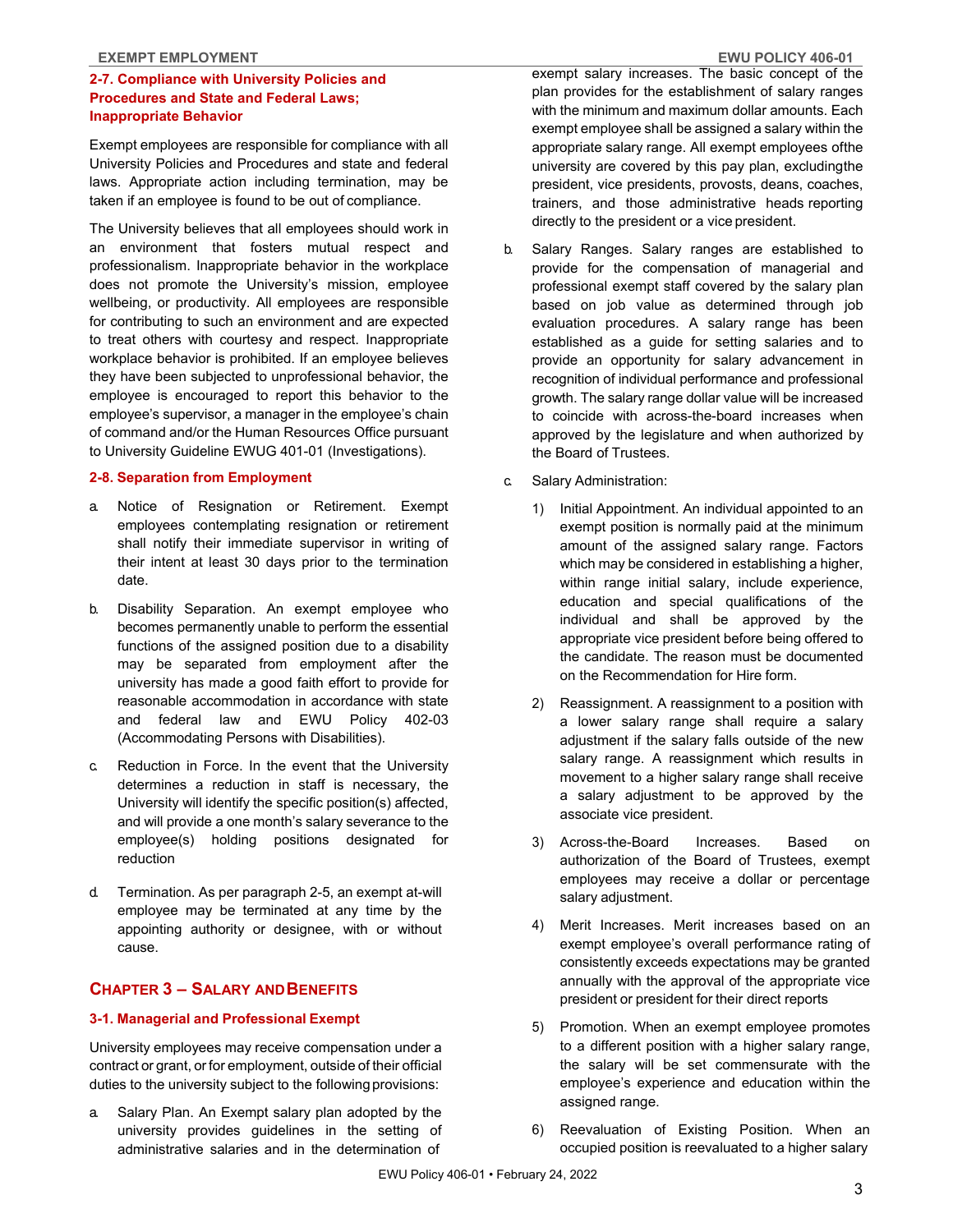### 2-7. Compliance with University Policies and Procedures and State and Federal Laws; Inappropriate Behavior

Exempt employees are responsible for compliance with all University Policies and Procedures and state and federal laws. Appropriate action including termination, may be taken if an employee is found to be out of compliance.

The University believes that all employees should work in an environment that fosters mutual respect and professionalism. Inappropriate behavior in the workplace does not promote the University's mission, employee wellbeing, or productivity. All employees are responsible for contributing to such an environment and are expected to treat others with courtesy and respect. Inappropriate workplace behavior is prohibited. If an employee believes they have been subjected to unprofessional behavior, the employee is encouraged to report this behavior to the employee's supervisor, a manager in the employee's chain of command and/or the Human Resources Office pursuant to University Guideline EWUG 401-01 (Investigations).

### 2-8. Separation from Employment

a. Notice of Resignation or Retirement. Exempt employees contemplating resignation or retirement shall notify their immediate supervisor in writing of their intent at least 30 days prior to the termination date.

b. Disability Separation. An exempt employee who becomes permanently unable to perform the essential functions of the assigned position due to a disability may be separated from employment after the university has made a good faith effort to provide for reasonable accommodation in accordance with state and federal law and EWU Policy 402-03 (Accommodating Persons with Disabilities).

c. Reduction in Force. In the event that the University determines a reduction in staff is necessary, the University will identify the specific position(s) affected, and will provide a one month's salary severance to the employee(s) holding positions designated for reduction

d. Termination. As per paragraph 2-5, an exempt at-will employee may be terminated at any time by the appointing authority or designee, with or without cause.

## CHAPTER 3 – SALARY AND BENEFITS

### 3-1. Managerial and Professional Exempt

University employees may receive compensation under a contract or grant, or for employment, outside of their official duties to the university subject to the following provisions:

a. Salary Plan. An Exempt salary plan adopted by the university provides guidelines in the setting of administrative salaries and in the determination of exempt salary increases. The basic concept of the plan provides for the establishment of salary ranges with the minimum and maximum dollar amounts. Each exempt employee shall be assigned a salary within the appropriate salary range. All exempt employees ofthe university are covered by this pay plan, excludingthe president, vice presidents, provosts, deans, coaches, trainers, and those administrative heads reporting directly to the president or a vice president.

b. Salary Ranges. Salary ranges are established to provide for the compensation of managerial and professional exempt staff covered by the salary plan based on job value as determined through job evaluation procedures. A salary range has been established as a guide for setting salaries and to provide an opportunity for salary advancement in recognition of individual performance and professional growth. The salary range dollar value will be increased to coincide with across-the-board increases when approved by the legislature and when authorized by the Board of Trustees.

c. Salary Administration:

1) Initial Appointment. An individual appointed to an exempt position is normally paid at the minimum amount of the assigned salary range. Factors which may be considered in establishing a higher, within range initial salary, include experience, education and special qualifications of the individual and shall be approved by the appropriate vice president before being offered to the candidate. The reason must be documented on the Recommendation for Hire form.

2) Reassignment. A reassignment to a position with a lower salary range shall require a salary adjustment if the salary falls outside of the new salary range. A reassignment which results in movement to a higher salary range shall receive a salary adjustment to be approved by the associate vice president.

3) Across-the-Board Increases. Based on authorization of the Board of Trustees, exempt employees may receive a dollar or percentage salary adjustment.

4) Merit Increases. Merit increases based on an exempt employee's overall performance rating of consistently exceeds expectations may be granted annually with the approval of the appropriate vice president or president for their direct reports

5) Promotion. When an exempt employee promotes to a different position with a higher salary range, the salary will be set commensurate with the employee's experience and education within the assigned range.

6) Reevaluation of Existing Position. When an occupied position is reevaluated to a higher salary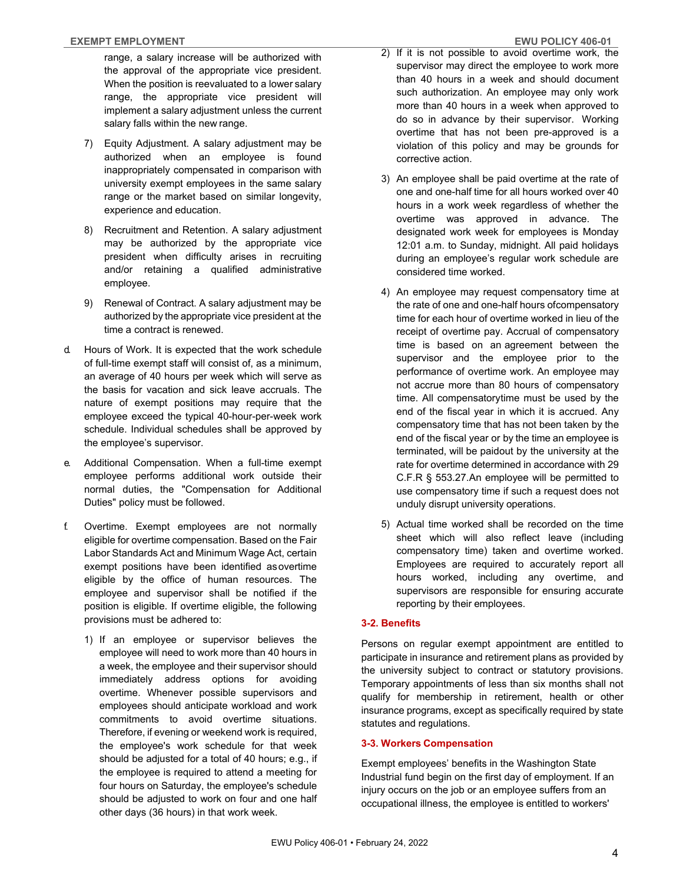range, a salary increase will be authorized with the approval of the appropriate vice president. When the position is reevaluated to a lower salary range, the appropriate vice president will implement a salary adjustment unless the current salary falls within the new range.

7) Equity Adjustment. A salary adjustment may be authorized when an employee is found inappropriately compensated in comparison with university exempt employees in the same salary range or the market based on similar longevity, experience and education.

8) Recruitment and Retention. A salary adjustment may be authorized by the appropriate vice president when difficulty arises in recruiting and/or retaining a qualified administrative employee.

9) Renewal of Contract. A salary adjustment may be authorized by the appropriate vice president at the time a contract is renewed.

d. Hours of Work. It is expected that the work schedule of full-time exempt staff will consist of, as a minimum, an average of 40 hours per week which will serve as the basis for vacation and sick leave accruals. The nature of exempt positions may require that the employee exceed the typical 40-hour-per-week work schedule. Individual schedules shall be approved by the employee's supervisor.

e. Additional Compensation. When a full-time exempt employee performs additional work outside their normal duties, the "Compensation for Additional Duties" policy must be followed.

f. Overtime. Exempt employees are not normally eligible for overtime compensation. Based on the Fair Labor Standards Act and Minimum Wage Act, certain exempt positions have been identified as overtime eligible by the office of human resources. The employee and supervisor shall be notified if the position is eligible. If overtime eligible, the following provisions must be adhered to:

1) If an employee or supervisor believes the employee will need to work more than 40 hours in a week, the employee and their supervisor should immediately address options for avoiding overtime. Whenever possible supervisors and employees should anticipate workload and work commitments to avoid overtime situations. Therefore, if evening or weekend work is required, the employee's work schedule for that week should be adjusted for a total of 40 hours; e.g., if the employee is required to attend a meeting for four hours on Saturday, the employee's schedule should be adjusted to work on four and one half other days (36 hours) in that work week.

2) If it is not possible to avoid overtime work, the supervisor may direct the employee to work more than 40 hours in a week and should document such authorization. An employee may only work more than 40 hours in a week when approved to do so in advance by their supervisor. Working overtime that has not been pre-approved is a violation of this policy and may be grounds for corrective action.

3) An employee shall be paid overtime at the rate of one and one-half time for all hours worked over 40 hours in a work week regardless of whether the overtime was approved in advance. The designated work week for employees is Monday 12:01 a.m. to Sunday, midnight. All paid holidays during an employee's regular work schedule are considered time worked.

4) An employee may request compensatory time at the rate of one and one-half hours of compensatory time for each hour of overtime worked in lieu of the receipt of overtime pay. Accrual of compensatory time is based on an agreement between the supervisor and the employee prior to the performance of overtime work. An employee may not accrue more than 80 hours of compensatory time. All compensatory time must be used by the end of the fiscal year in which it is accrued. Any compensatory time that has not been taken by the end of the fiscal year or by the time an employee is terminated, will be paid out by the university at the rate for overtime determined in accordance with 29 C.F.R § 553.27. An employee will be permitted to use compensatory time if such a request does not unduly disrupt university operations.

5) Actual time worked shall be recorded on the time sheet which will also reflect leave (including compensatory time) taken and overtime worked. Employees are required to accurately report all hours worked, including any overtime, and supervisors are responsible for ensuring accurate reporting by their employees.

### 3-2. Benefits

Persons on regular exempt appointment are entitled to participate in insurance and retirement plans as provided by the university subject to contract or statutory provisions. Temporary appointments of less than six months shall not qualify for membership in retirement, health or other insurance programs, except as specifically required by state statutes and regulations.

### 3-3. Workers Compensation

Exempt employees' benefits in the Washington State Industrial fund begin on the first day of employment. If an injury occurs on the job or an employee suffers from an occupational illness, the employee is entitled to workers'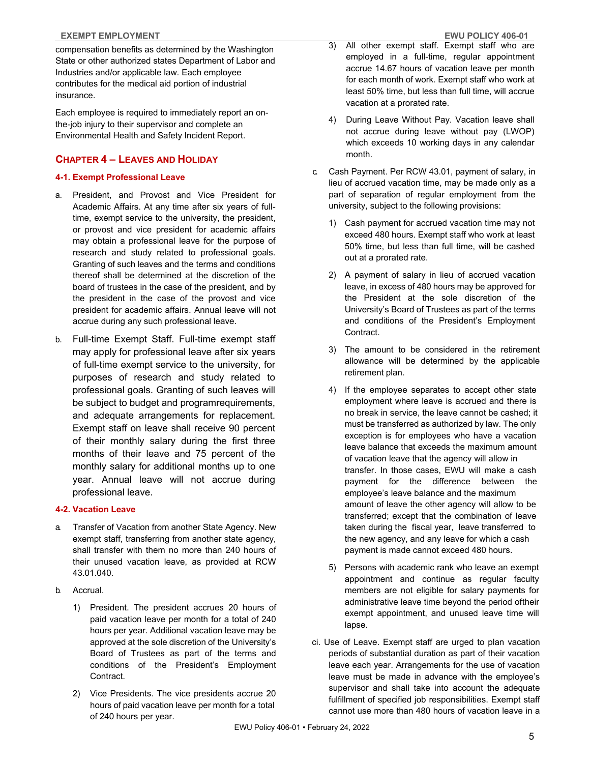compensation benefits as determined by the Washington State or other authorized states Department of Labor and Industries and/or applicable law. Each employee contributes for the medical aid portion of industrial insurance.

Each employee is required to immediately report an on-the-job injury to their supervisor and complete an Environmental Health and Safety Incident Report.

## CHAPTER 4 – LEAVES AND HOLIDAY

### 4-1. Exempt Professional Leave

a. President, and Provost and Vice President for Academic Affairs. At any time after six years of full-time, exempt service to the university, the president, or provost and vice president for academic affairs may obtain a professional leave for the purpose of research and study related to professional goals. Granting of such leaves and the terms and conditions thereof shall be determined at the discretion of the board of trustees in the case of the president, and by the president in the case of the provost and vice president for academic affairs. Annual leave will not accrue during any such professional leave.

b. Full-time Exempt Staff. Full-time exempt staff may apply for professional leave after six years of full-time exempt service to the university, for purposes of research and study related to professional goals. Granting of such leaves will be subject to budget and programrequirements, and adequate arrangements for replacement. Exempt staff on leave shall receive 90 percent of their monthly salary during the first three months of their leave and 75 percent of the monthly salary for additional months up to one year. Annual leave will not accrue during professional leave.

### 4-2. Vacation Leave

a. Transfer of Vacation from another State Agency. New exempt staff, transferring from another state agency, shall transfer with them no more than 240 hours of their unused vacation leave, as provided at RCW 43.01.040.

b. Accrual.

   1) President. The president accrues 20 hours of paid vacation leave per month for a total of 240 hours per year. Additional vacation leave may be approved at the sole discretion of the University's Board of Trustees as part of the terms and conditions of the President's Employment Contract.

   2) Vice Presidents. The vice presidents accrue 20 hours of paid vacation leave per month for a total of 240 hours per year.

   3) All other exempt staff. Exempt staff who are employed in a full-time, regular appointment accrue 14.67 hours of vacation leave per month for each month of work. Exempt staff who work at least 50% time, but less than full time, will accrue vacation at a prorated rate.

   4) During Leave Without Pay. Vacation leave shall not accrue during leave without pay (LWOP) which exceeds 10 working days in any calendar month.

c. Cash Payment. Per RCW 43.01, payment of salary, in lieu of accrued vacation time, may be made only as a part of separation of regular employment from the university, subject to the following provisions:

   1) Cash payment for accrued vacation time may not exceed 480 hours. Exempt staff who work at least 50% time, but less than full time, will be cashed out at a prorated rate.

   2) A payment of salary in lieu of accrued vacation leave, in excess of 480 hours may be approved for the President at the sole discretion of the University's Board of Trustees as part of the terms and conditions of the President's Employment Contract.

   3) The amount to be considered in the retirement allowance will be determined by the applicable retirement plan.

   4) If the employee separates to accept other state employment where leave is accrued and there is no break in service, the leave cannot be cashed; it must be transferred as authorized by law. The only exception is for employees who have a vacation leave balance that exceeds the maximum amount of vacation leave that the agency will allow in transfer. In those cases, EWU will make a cash payment for the difference between the employee's leave balance and the maximum amount of leave the other agency will allow to be transferred; except that the combination of leave taken during the fiscal year, leave transferred to the new agency, and any leave for which a cash payment is made cannot exceed 480 hours.

   5) Persons with academic rank who leave an exempt appointment and continue as regular faculty members are not eligible for salary payments for administrative leave time beyond the period oftheir exempt appointment, and unused leave time will lapse.

ci. Use of Leave. Exempt staff are urged to plan vacation periods of substantial duration as part of their vacation leave each year. Arrangements for the use of vacation leave must be made in advance with the employee's supervisor and shall take into account the adequate fulfillment of specified job responsibilities. Exempt staff cannot use more than 480 hours of vacation leave in a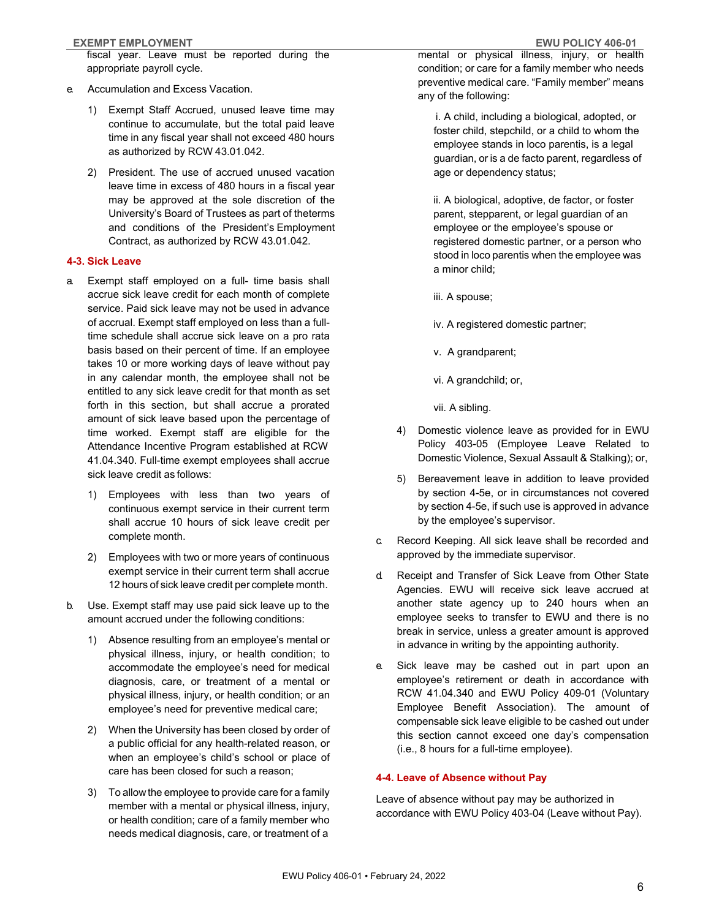fiscal year. Leave must be reported during the appropriate payroll cycle.

e. Accumulation and Excess Vacation.

1) Exempt Staff Accrued, unused leave time may continue to accumulate, but the total paid leave time in any fiscal year shall not exceed 480 hours as authorized by RCW 43.01.042.

2) President. The use of accrued unused vacation leave time in excess of 480 hours in a fiscal year may be approved at the sole discretion of the University's Board of Trustees as part of theterms and conditions of the President's Employment Contract, as authorized by RCW 43.01.042.

### 4-3. Sick Leave

a. Exempt staff employed on a full- time basis shall accrue sick leave credit for each month of complete service. Paid sick leave may not be used in advance of accrual. Exempt staff employed on less than a full-time schedule shall accrue sick leave on a pro rata basis based on their percent of time. If an employee takes 10 or more working days of leave without pay in any calendar month, the employee shall not be entitled to any sick leave credit for that month as set forth in this section, but shall accrue a prorated amount of sick leave based upon the percentage of time worked. Exempt staff are eligible for the Attendance Incentive Program established at RCW 41.04.340. Full-time exempt employees shall accrue sick leave credit as follows:

1) Employees with less than two years of continuous exempt service in their current term shall accrue 10 hours of sick leave credit per complete month.

2) Employees with two or more years of continuous exempt service in their current term shall accrue 12 hours of sick leave credit per complete month.

b. Use. Exempt staff may use paid sick leave up to the amount accrued under the following conditions:

1) Absence resulting from an employee's mental or physical illness, injury, or health condition; to accommodate the employee's need for medical diagnosis, care, or treatment of a mental or physical illness, injury, or health condition; or an employee's need for preventive medical care;

2) When the University has been closed by order of a public official for any health-related reason, or when an employee's child's school or place of care has been closed for such a reason;

3) To allow the employee to provide care for a family member with a mental or physical illness, injury, or health condition; care of a family member who needs medical diagnosis, care, or treatment of a mental or physical illness, injury, or health condition; or care for a family member who needs preventive medical care. "Family member" means any of the following:

i. A child, including a biological, adopted, or foster child, stepchild, or a child to whom the employee stands in loco parentis, is a legal guardian, or is a de facto parent, regardless of age or dependency status;

ii. A biological, adoptive, de factor, or foster parent, stepparent, or legal guardian of an employee or the employee's spouse or registered domestic partner, or a person who stood in loco parentis when the employee was a minor child;

iii. A spouse;

iv. A registered domestic partner;

v. A grandparent;

vi. A grandchild; or,

vii. A sibling.

4) Domestic violence leave as provided for in EWU Policy 403-05 (Employee Leave Related to Domestic Violence, Sexual Assault & Stalking); or,

5) Bereavement leave in addition to leave provided by section 4-5e, or in circumstances not covered by section 4-5e, if such use is approved in advance by the employee's supervisor.

c. Record Keeping. All sick leave shall be recorded and approved by the immediate supervisor.

d. Receipt and Transfer of Sick Leave from Other State Agencies. EWU will receive sick leave accrued at another state agency up to 240 hours when an employee seeks to transfer to EWU and there is no break in service, unless a greater amount is approved in advance in writing by the appointing authority.

e. Sick leave may be cashed out in part upon an employee's retirement or death in accordance with RCW 41.04.340 and EWU Policy 409-01 (Voluntary Employee Benefit Association). The amount of compensable sick leave eligible to be cashed out under this section cannot exceed one day's compensation (i.e., 8 hours for a full-time employee).

### 4-4. Leave of Absence without Pay

Leave of absence without pay may be authorized in accordance with EWU Policy 403-04 (Leave without Pay).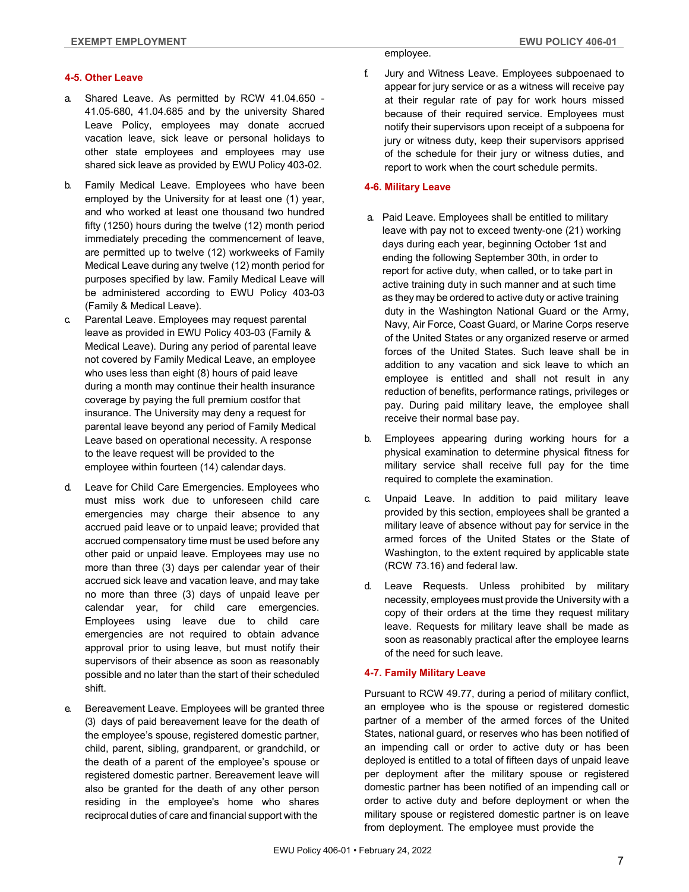## 4-5. Other Leave

a. Shared Leave. As permitted by RCW 41.04.650 - 41.05-680, 41.04.685 and by the university Shared Leave Policy, employees may donate accrued vacation leave, sick leave or personal holidays to other state employees and employees may use shared sick leave as provided by EWU Policy 403-02.

b. Family Medical Leave. Employees who have been employed by the University for at least one (1) year, and who worked at least one thousand two hundred fifty (1250) hours during the twelve (12) month period immediately preceding the commencement of leave, are permitted up to twelve (12) workweeks of Family Medical Leave during any twelve (12) month period for purposes specified by law. Family Medical Leave will be administered according to EWU Policy 403-03 (Family & Medical Leave).

c. Parental Leave. Employees may request parental leave as provided in EWU Policy 403-03 (Family & Medical Leave). During any period of parental leave not covered by Family Medical Leave, an employee who uses less than eight (8) hours of paid leave during a month may continue their health insurance coverage by paying the full premium costfor that insurance. The University may deny a request for parental leave beyond any period of Family Medical Leave based on operational necessity. A response to the leave request will be provided to the employee within fourteen (14) calendar days.

d. Leave for Child Care Emergencies. Employees who must miss work due to unforeseen child care emergencies may charge their absence to any accrued paid leave or to unpaid leave; provided that accrued compensatory time must be used before any other paid or unpaid leave. Employees may use no more than three (3) days per calendar year of their accrued sick leave and vacation leave, and may take no more than three (3) days of unpaid leave per calendar year, for child care emergencies. Employees using leave due to child care emergencies are not required to obtain advance approval prior to using leave, but must notify their supervisors of their absence as soon as reasonably possible and no later than the start of their scheduled shift.

e. Bereavement Leave. Employees will be granted three (3) days of paid bereavement leave for the death of the employee's spouse, registered domestic partner, child, parent, sibling, grandparent, or grandchild, or the death of a parent of the employee's spouse or registered domestic partner. Bereavement leave will also be granted for the death of any other person residing in the employee's home who shares reciprocal duties of care and financial support with the employee.

f. Jury and Witness Leave. Employees subpoenaed to appear for jury service or as a witness will receive pay at their regular rate of pay for work hours missed because of their required service. Employees must notify their supervisors upon receipt of a subpoena for jury or witness duty, keep their supervisors apprised of the schedule for their jury or witness duties, and report to work when the court schedule permits.

## 4-6. Military Leave

a. Paid Leave. Employees shall be entitled to military leave with pay not to exceed twenty-one (21) working days during each year, beginning October 1st and ending the following September 30th, in order to report for active duty, when called, or to take part in active training duty in such manner and at such time as they may be ordered to active duty or active training duty in the Washington National Guard or the Army, Navy, Air Force, Coast Guard, or Marine Corps reserve of the United States or any organized reserve or armed forces of the United States. Such leave shall be in addition to any vacation and sick leave to which an employee is entitled and shall not result in any reduction of benefits, performance ratings, privileges or pay. During paid military leave, the employee shall receive their normal base pay.

b. Employees appearing during working hours for a physical examination to determine physical fitness for military service shall receive full pay for the time required to complete the examination.

c. Unpaid Leave. In addition to paid military leave provided by this section, employees shall be granted a military leave of absence without pay for service in the armed forces of the United States or the State of Washington, to the extent required by applicable state (RCW 73.16) and federal law.

d. Leave Requests. Unless prohibited by military necessity, employees must provide the University with a copy of their orders at the time they request military leave. Requests for military leave shall be made as soon as reasonably practical after the employee learns of the need for such leave.

## 4-7. Family Military Leave

Pursuant to RCW 49.77, during a period of military conflict, an employee who is the spouse or registered domestic partner of a member of the armed forces of the United States, national guard, or reserves who has been notified of an impending call or order to active duty or has been deployed is entitled to a total of fifteen days of unpaid leave per deployment after the military spouse or registered domestic partner has been notified of an impending call or order to active duty and before deployment or when the military spouse or registered domestic partner is on leave from deployment. The employee must provide the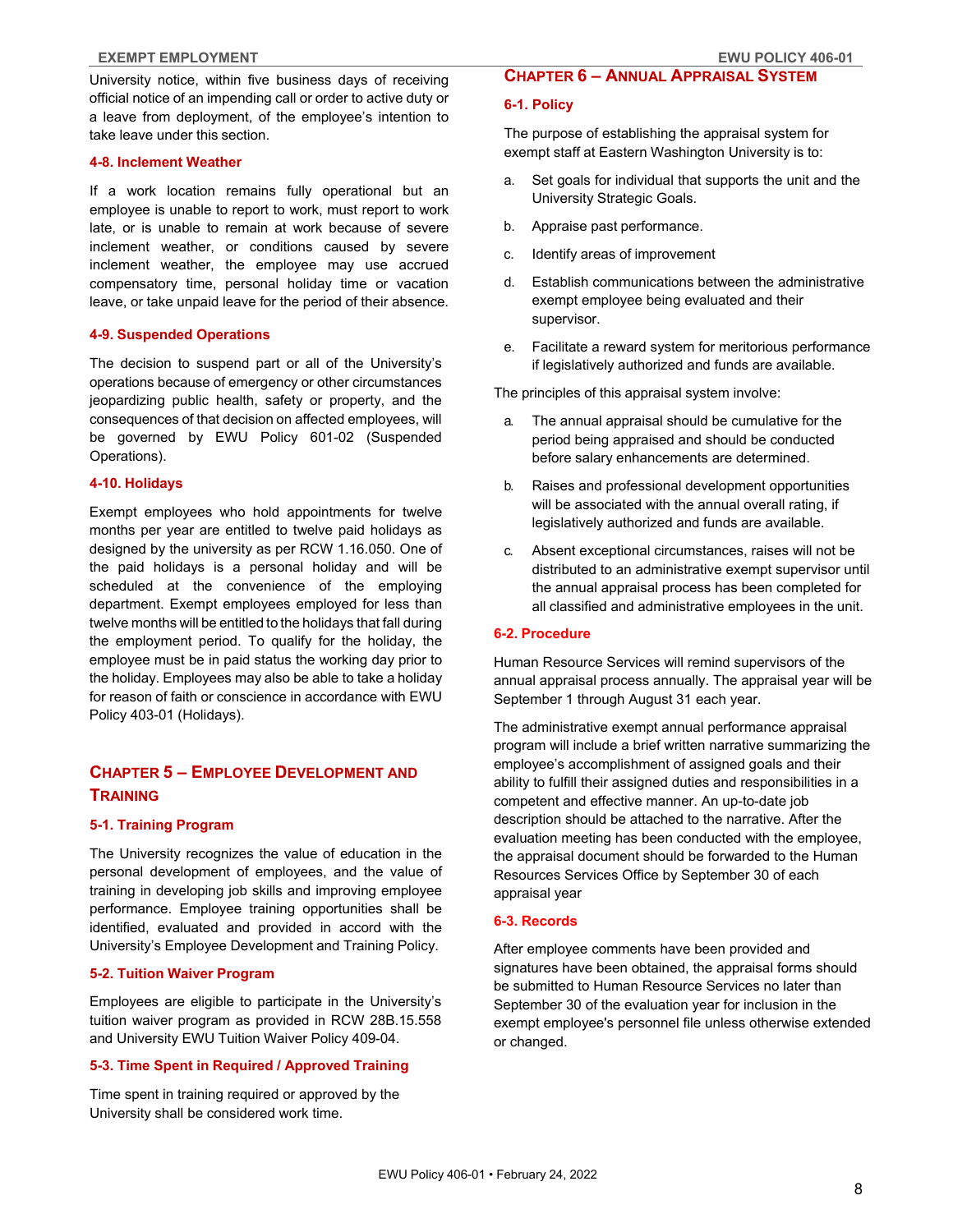University notice, within five business days of receiving official notice of an impending call or order to active duty or a leave from deployment, of the employee's intention to take leave under this section.

### 4-8. Inclement Weather

If a work location remains fully operational but an employee is unable to report to work, must report to work late, or is unable to remain at work because of severe inclement weather, or conditions caused by severe inclement weather, the employee may use accrued compensatory time, personal holiday time or vacation leave, or take unpaid leave for the period of their absence.

### 4-9. Suspended Operations

The decision to suspend part or all of the University's operations because of emergency or other circumstances jeopardizing public health, safety or property, and the consequences of that decision on affected employees, will be governed by EWU Policy 601-02 (Suspended Operations).

### 4-10. Holidays

Exempt employees who hold appointments for twelve months per year are entitled to twelve paid holidays as designed by the university as per RCW 1.16.050. One of the paid holidays is a personal holiday and will be scheduled at the convenience of the employing department. Exempt employees employed for less than twelve months will be entitled to the holidays that fall during the employment period. To qualify for the holiday, the employee must be in paid status the working day prior to the holiday. Employees may also be able to take a holiday for reason of faith or conscience in accordance with EWU Policy 403-01 (Holidays).

## Chapter 5 – Employee Development and Training

### 5-1. Training Program

The University recognizes the value of education in the personal development of employees, and the value of training in developing job skills and improving employee performance. Employee training opportunities shall be identified, evaluated and provided in accord with the University's Employee Development and Training Policy.

### 5-2. Tuition Waiver Program

Employees are eligible to participate in the University's tuition waiver program as provided in RCW 28B.15.558 and University EWU Tuition Waiver Policy 409-04.

### 5-3. Time Spent in Required / Approved Training

Time spent in training required or approved by the University shall be considered work time.

## Chapter 6 – Annual Appraisal System

### 6-1. Policy

The purpose of establishing the appraisal system for exempt staff at Eastern Washington University is to:

a. Set goals for individual that supports the unit and the University Strategic Goals.

b. Appraise past performance.

c. Identify areas of improvement

d. Establish communications between the administrative exempt employee being evaluated and their supervisor.

e. Facilitate a reward system for meritorious performance if legislatively authorized and funds are available.

The principles of this appraisal system involve:

a. The annual appraisal should be cumulative for the period being appraised and should be conducted before salary enhancements are determined.

b. Raises and professional development opportunities will be associated with the annual overall rating, if legislatively authorized and funds are available.

c. Absent exceptional circumstances, raises will not be distributed to an administrative exempt supervisor until the annual appraisal process has been completed for all classified and administrative employees in the unit.

### 6-2. Procedure

Human Resource Services will remind supervisors of the annual appraisal process annually. The appraisal year will be September 1 through August 31 each year.

The administrative exempt annual performance appraisal program will include a brief written narrative summarizing the employee's accomplishment of assigned goals and their ability to fulfill their assigned duties and responsibilities in a competent and effective manner. An up-to-date job description should be attached to the narrative. After the evaluation meeting has been conducted with the employee, the appraisal document should be forwarded to the Human Resources Services Office by September 30 of each appraisal year

### 6-3. Records

After employee comments have been provided and signatures have been obtained, the appraisal forms should be submitted to Human Resource Services no later than September 30 of the evaluation year for inclusion in the exempt employee's personnel file unless otherwise extended or changed.